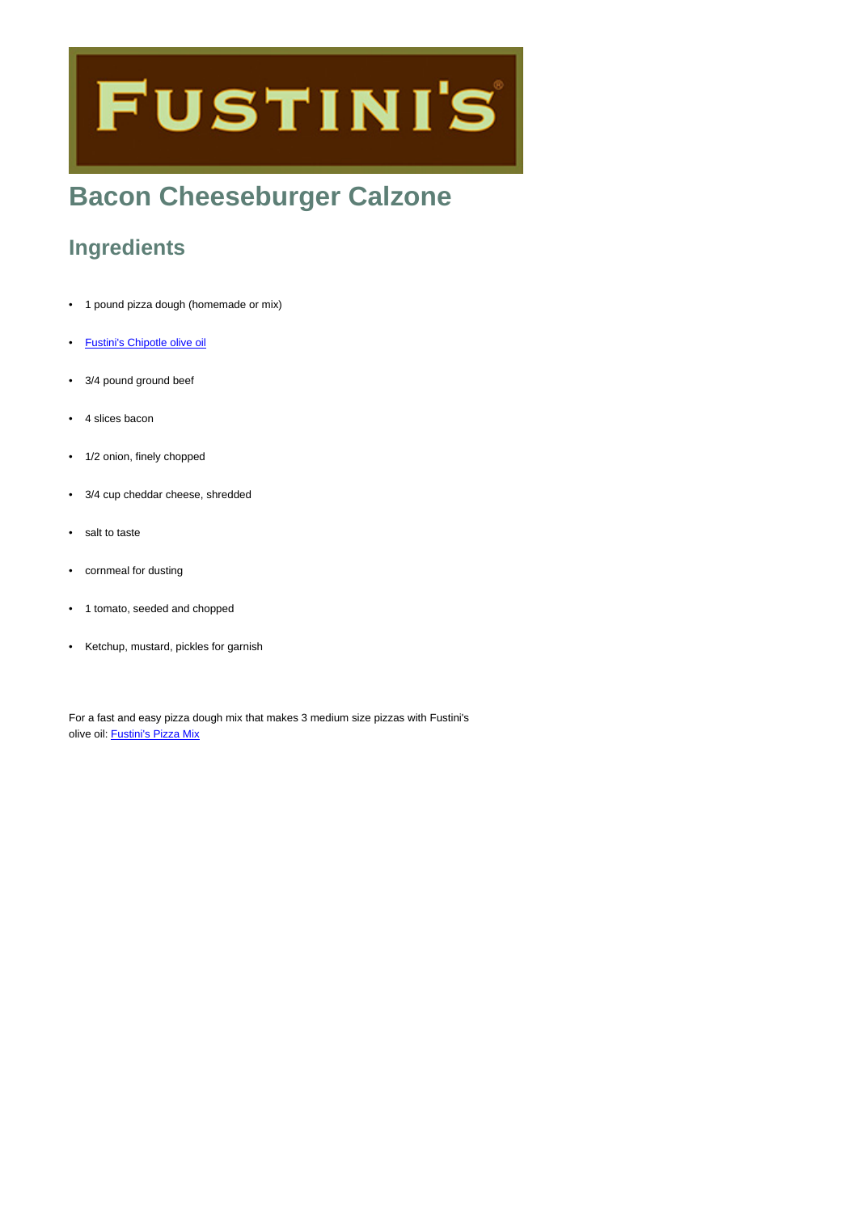FUSTINI'S

# Bacon Cheeseburger Calzone

## Ingredients

- 1 pound pizza dough (homemade or mix)
- Fustini's Chipotle olive oil
- 3/4 pound ground beef
- 4 slices bacon
- 1/2 onion, finely chopped
- 3/4 cup cheddar cheese, shredded
- salt to taste
- cornmeal for dusting
- 1 tomato, seeded and chopped
- Ketchup, mustard, pickles for garnish

For a fast and easy pizza dough mix that makes 3 medium size pizzas with Fustini's olive oil: Fustini's Pizza Mix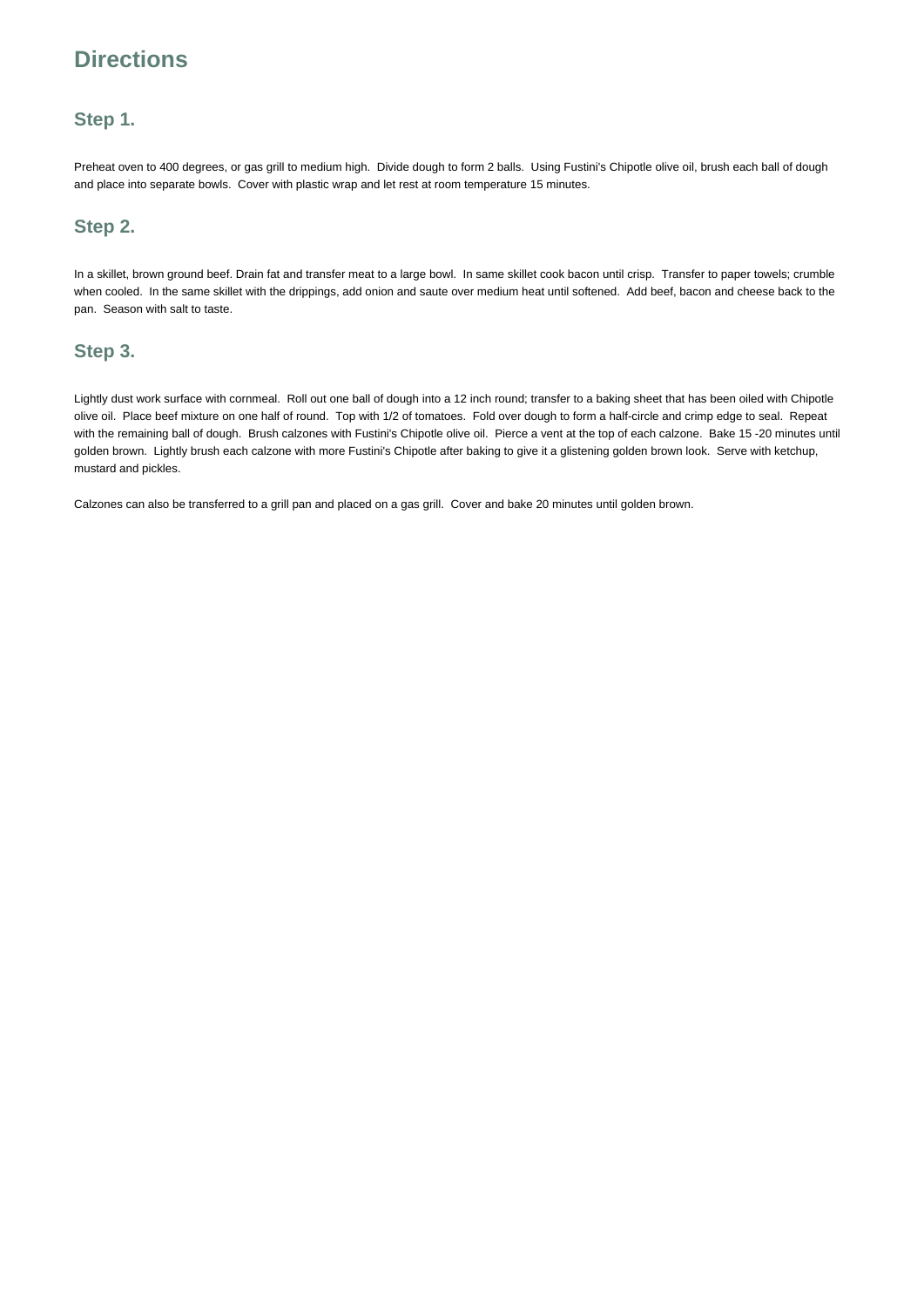# Directions

## Step 1.

Preheat oven to 400 degrees, or gas grill to medium high. Divide dough to form 2 balls. Using Fustini's Chipotle olive oil, brush each ball of dough and place into separate bowls. Cover with plastic wrap and let rest at room temperature 15 minutes.

## Step 2.

In a skillet, brown ground beef. Drain fat and transfer meat to a large bowl. In same skillet cook bacon until crisp. Transfer to paper towels; crumble when cooled. In the same skillet with the drippings, add onion and saute over medium heat until softened. Add beef, bacon and cheese back to the pan. Season with salt to taste.

## Step 3.

Lightly dust work surface with cornmeal. Roll out one ball of dough into a 12 inch round; transfer to a baking sheet that has been oiled with Chipotle olive oil. Place beef mixture on one half of round. Top with 1/2 of tomatoes. Fold over dough to form a half-circle and crimp edge to seal. Repeat with the remaining ball of dough. Brush calzones with Fustini's Chipotle olive oil. Pierce a vent at the top of each calzone. Bake 15 -20 minutes until golden brown. Lightly brush each calzone with more Fustini's Chipotle after baking to give it a glistening golden brown look. Serve with ketchup, mustard and pickles.

Calzones can also be transferred to a grill pan and placed on a gas grill. Cover and bake 20 minutes until golden brown.